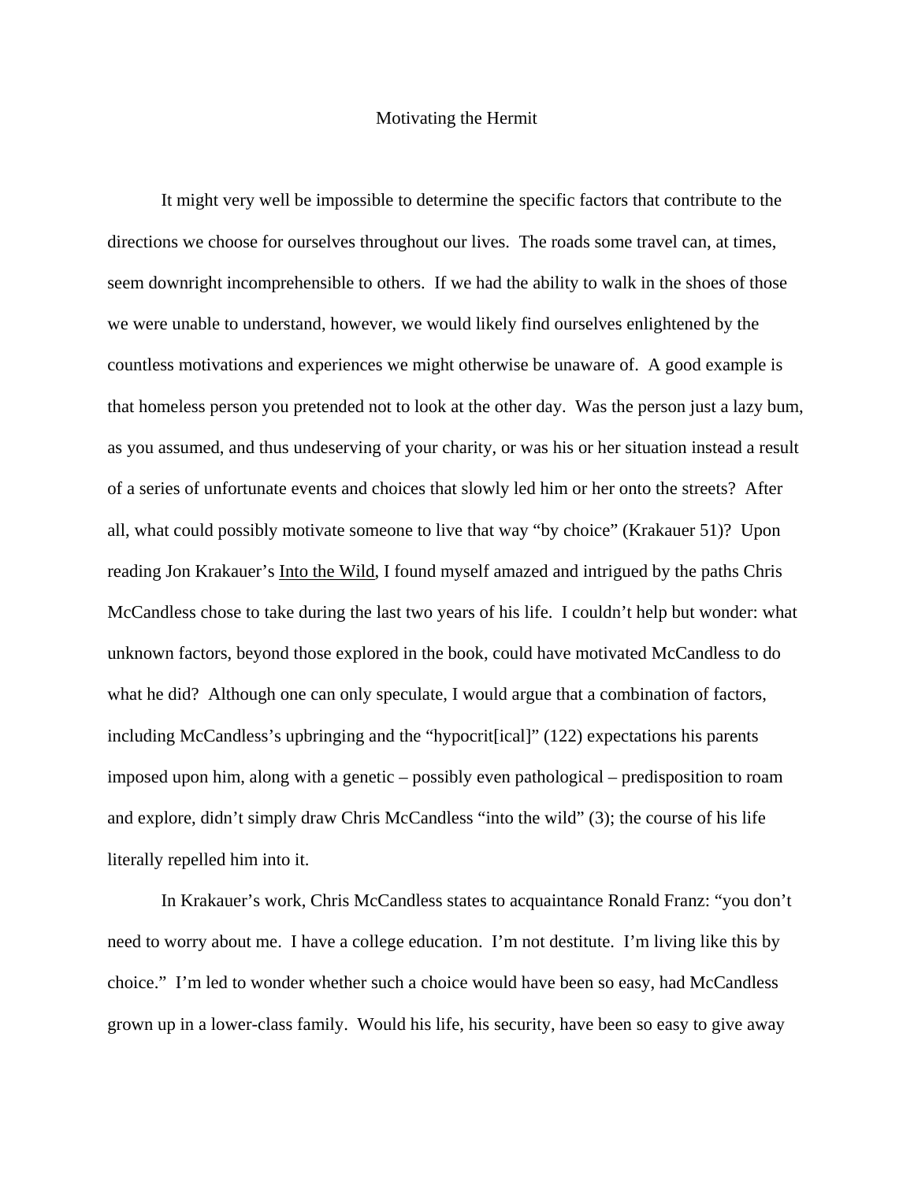# Motivating the Hermit

It might very well be impossible to determine the specific factors that contribute to the directions we choose for ourselves throughout our lives. The roads some travel can, at times, seem downright incomprehensible to others. If we had the ability to walk in the shoes of those we were unable to understand, however, we would likely find ourselves enlightened by the countless motivations and experiences we might otherwise be unaware of. A good example is that homeless person you pretended not to look at the other day. Was the person just a lazy bum, as you assumed, and thus undeserving of your charity, or was his or her situation instead a result of a series of unfortunate events and choices that slowly led him or her onto the streets? After all, what could possibly motivate someone to live that way "by choice" (Krakauer 51)? Upon reading Jon Krakauer's <u>Into the Wild</u>, I found myself amazed and intrigued by the paths Chris McCandless chose to take during the last two years of his life. I couldn't help but wonder: what unknown factors, beyond those explored in the book, could have motivated McCandless to do what he did? Although one can only speculate, I would argue that a combination of factors, including McCandless's upbringing and the "hypocrit[ical]" (122) expectations his parents imposed upon him, along with a genetic – possibly even pathological – predisposition to roam and explore, didn't simply draw Chris McCandless "into the wild" (3); the course of his life literally repelled him into it.

In Krakauer's work, Chris McCandless states to acquaintance Ronald Franz: "you don't need to worry about me. I have a college education. I'm not destitute. I'm living like this by choice." I'm led to wonder whether such a choice would have been so easy, had McCandless grown up in a lower-class family. Would his life, his security, have been so easy to give away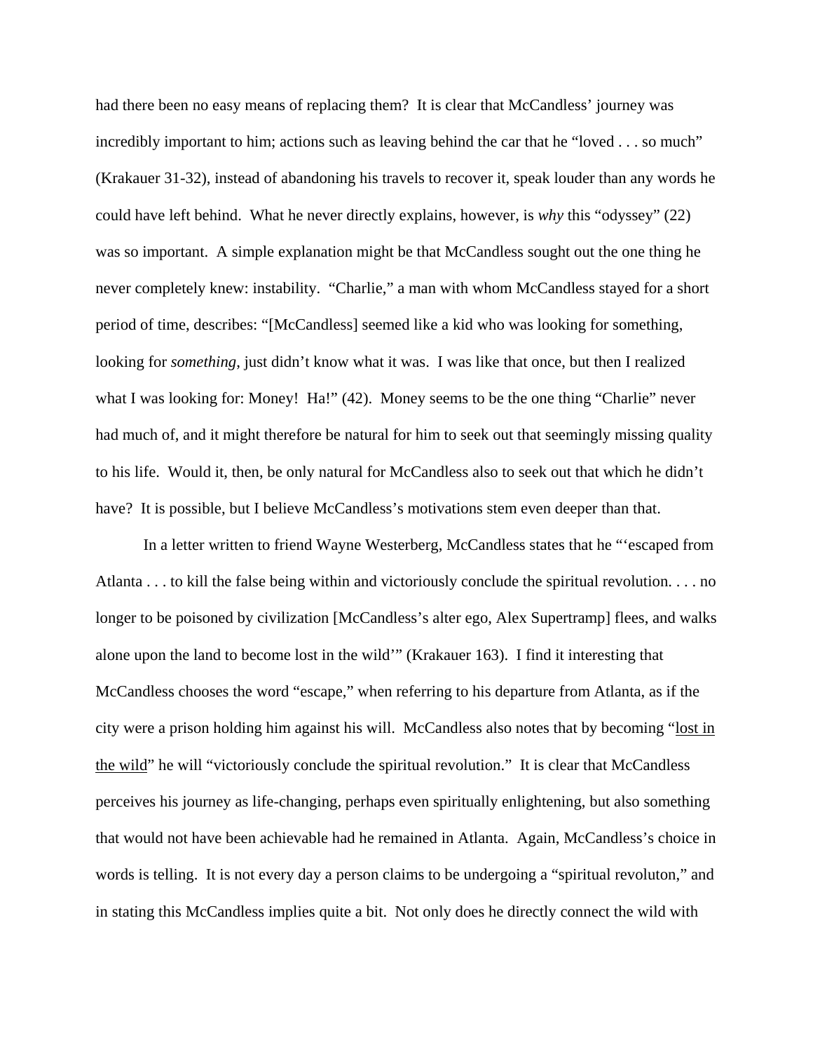had there been no easy means of replacing them? It is clear that McCandless' journey was incredibly important to him; actions such as leaving behind the car that he "loved . . . so much" (Krakauer 31-32), instead of abandoning his travels to recover it, speak louder than any words he could have left behind. What he never directly explains, however, is *why* this "odyssey" (22) was so important. A simple explanation might be that McCandless sought out the one thing he never completely knew: instability. "Charlie," a man with whom McCandless stayed for a short period of time, describes: "[McCandless] seemed like a kid who was looking for something, looking for *something*, just didn't know what it was. I was like that once, but then I realized what I was looking for: Money! Ha!" (42). Money seems to be the one thing "Charlie" never had much of, and it might therefore be natural for him to seek out that seemingly missing quality to his life. Would it, then, be only natural for McCandless also to seek out that which he didn't have? It is possible, but I believe McCandless's motivations stem even deeper than that.

In a letter written to friend Wayne Westerberg, McCandless states that he "'escaped from Atlanta . . . to kill the false being within and victoriously conclude the spiritual revolution. . . . no longer to be poisoned by civilization [McCandless's alter ego, Alex Supertramp] flees, and walks alone upon the land to become lost in the wild'" (Krakauer 163). I find it interesting that McCandless chooses the word "escape," when referring to his departure from Atlanta, as if the city were a prison holding him against his will. McCandless also notes that by becoming "<u>lost in the wild</u>" he will "victoriously conclude the spiritual revolution." It is clear that McCandless perceives his journey as life-changing, perhaps even spiritually enlightening, but also something that would not have been achievable had he remained in Atlanta. Again, McCandless's choice in words is telling. It is not every day a person claims to be undergoing a "spiritual revoluton," and in stating this McCandless implies quite a bit. Not only does he directly connect the wild with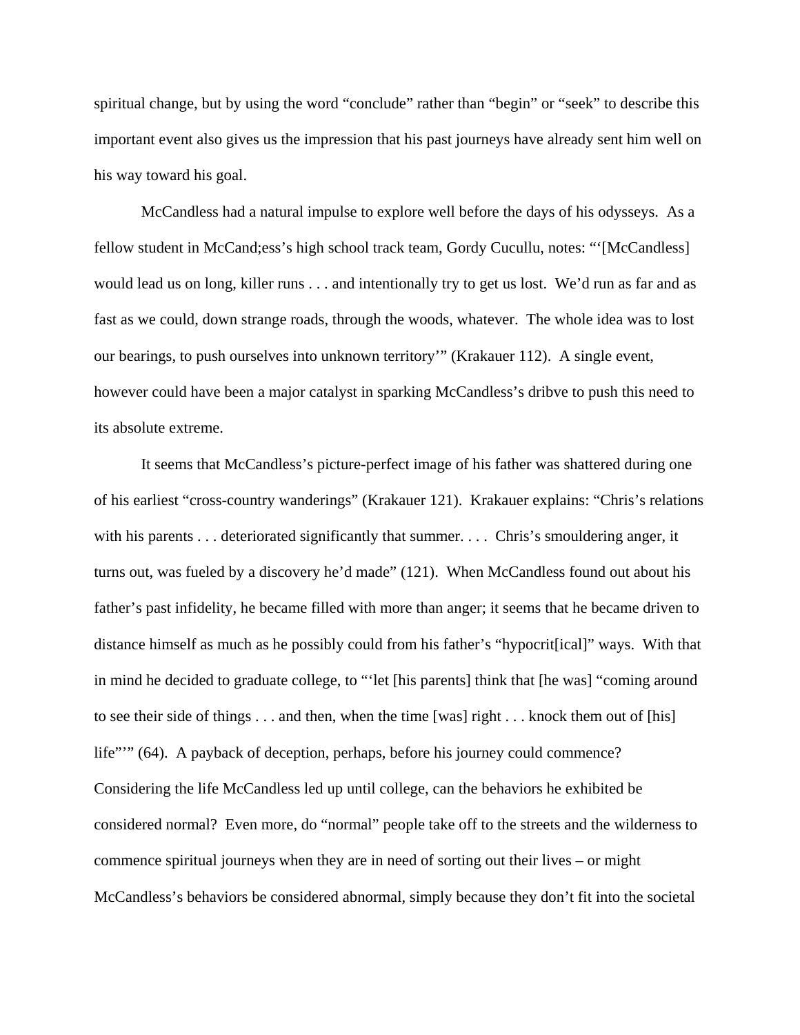spiritual change, but by using the word “conclude” rather than “begin” or “seek” to describe this important event also gives us the impression that his past journeys have already sent him well on his way toward his goal.

McCandless had a natural impulse to explore well before the days of his odysseys. As a fellow student in McCand;ess’s high school track team, Gordy Cucullu, notes: “‘[McCandless] would lead us on long, killer runs . . . and intentionally try to get us lost. We’d run as far and as fast as we could, down strange roads, through the woods, whatever. The whole idea was to lost our bearings, to push ourselves into unknown territory’” (Krakauer 112). A single event, however could have been a major catalyst in sparking McCandless’s dribve to push this need to its absolute extreme.

It seems that McCandless’s picture-perfect image of his father was shattered during one of his earliest “cross-country wanderings” (Krakauer 121). Krakauer explains: “Chris’s relations with his parents . . . deteriorated significantly that summer. . . . Chris’s smouldering anger, it turns out, was fueled by a discovery he’d made” (121). When McCandless found out about his father’s past infidelity, he became filled with more than anger; it seems that he became driven to distance himself as much as he possibly could from his father’s “hypocrit[ical]” ways. With that in mind he decided to graduate college, to “‘let [his parents] think that [he was] “coming around to see their side of things . . . and then, when the time [was] right . . . knock them out of [his] life”’” (64). A payback of deception, perhaps, before his journey could commence? Considering the life McCandless led up until college, can the behaviors he exhibited be considered normal? Even more, do “normal” people take off to the streets and the wilderness to commence spiritual journeys when they are in need of sorting out their lives – or might McCandless’s behaviors be considered abnormal, simply because they don’t fit into the societal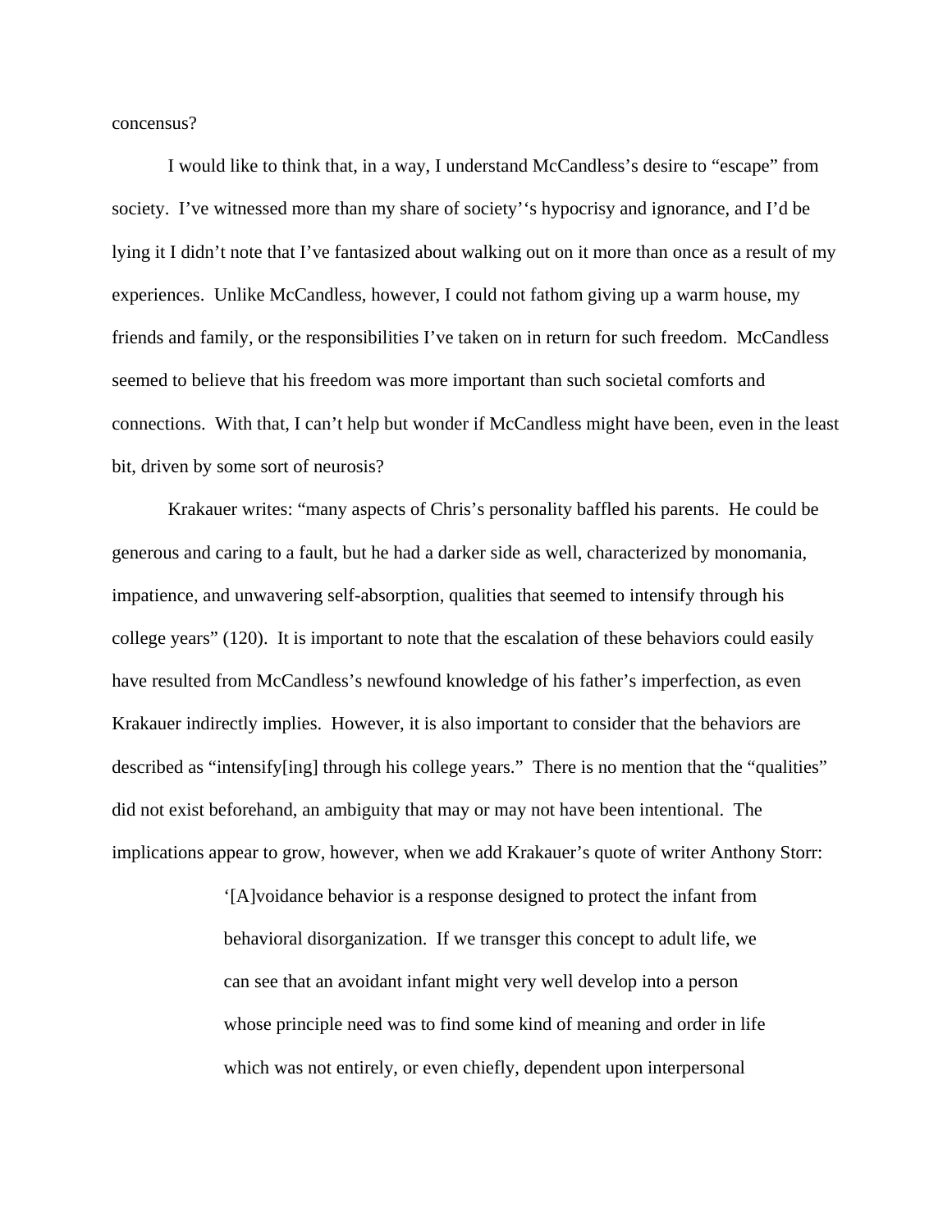concensus?

I would like to think that, in a way, I understand McCandless's desire to "escape" from society. I've witnessed more than my share of society''s hypocrisy and ignorance, and I'd be lying it I didn't note that I've fantasized about walking out on it more than once as a result of my experiences. Unlike McCandless, however, I could not fathom giving up a warm house, my friends and family, or the responsibilities I've taken on in return for such freedom. McCandless seemed to believe that his freedom was more important than such societal comforts and connections. With that, I can't help but wonder if McCandless might have been, even in the least bit, driven by some sort of neurosis?

Krakauer writes: "many aspects of Chris's personality baffled his parents. He could be generous and caring to a fault, but he had a darker side as well, characterized by monomania, impatience, and unwavering self-absorption, qualities that seemed to intensify through his college years" (120). It is important to note that the escalation of these behaviors could easily have resulted from McCandless's newfound knowledge of his father's imperfection, as even Krakauer indirectly implies. However, it is also important to consider that the behaviors are described as "intensify[ing] through his college years." There is no mention that the "qualities" did not exist beforehand, an ambiguity that may or may not have been intentional. The implications appear to grow, however, when we add Krakauer's quote of writer Anthony Storr:

> '[A]voidance behavior is a response designed to protect the infant from behavioral disorganization. If we transger this concept to adult life, we can see that an avoidant infant might very well develop into a person whose principle need was to find some kind of meaning and order in life which was not entirely, or even chiefly, dependent upon interpersonal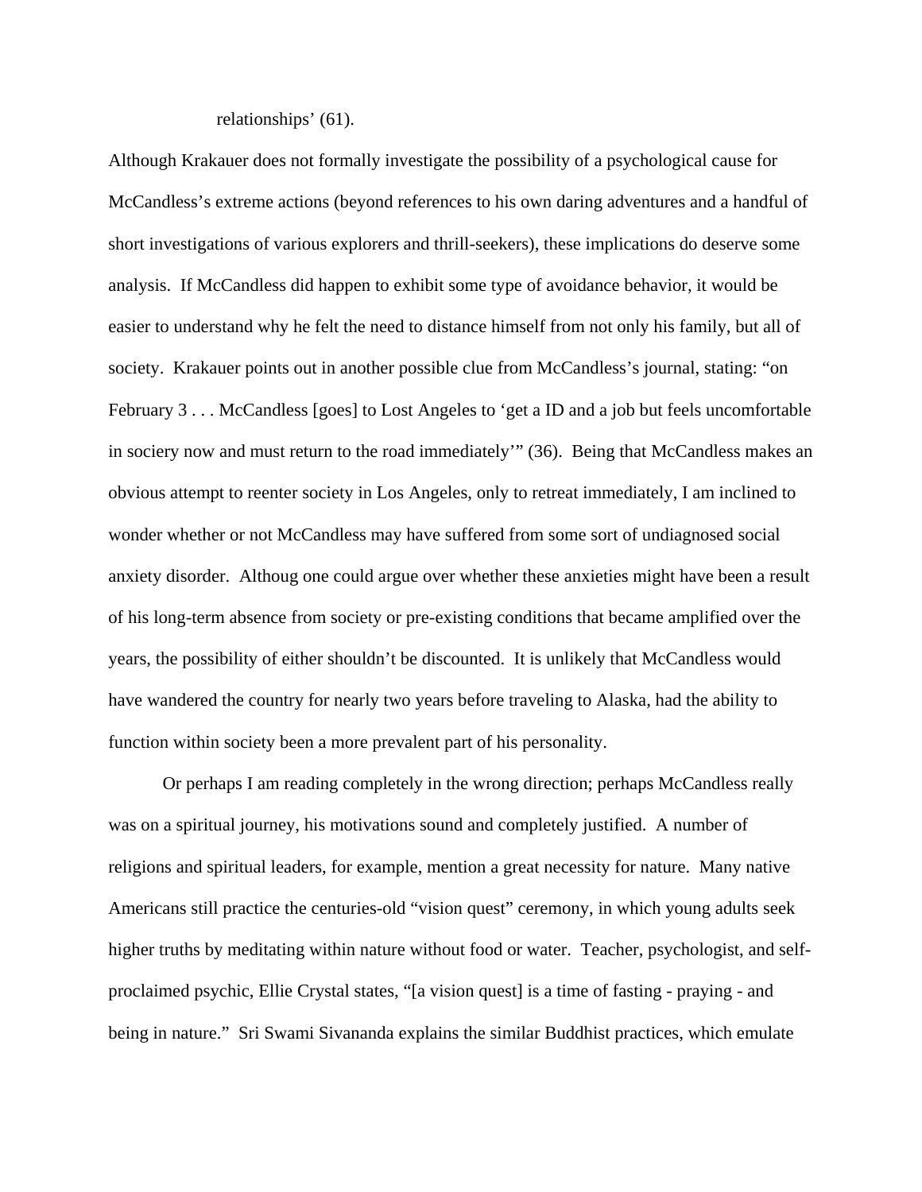relationships' (61).

Although Krakauer does not formally investigate the possibility of a psychological cause for McCandless's extreme actions (beyond references to his own daring adventures and a handful of short investigations of various explorers and thrill-seekers), these implications do deserve some analysis. If McCandless did happen to exhibit some type of avoidance behavior, it would be easier to understand why he felt the need to distance himself from not only his family, but all of society. Krakauer points out in another possible clue from McCandless's journal, stating: "on February 3 . . . McCandless [goes] to Lost Angeles to 'get a ID and a job but feels uncomfortable in sociery now and must return to the road immediately'" (36). Being that McCandless makes an obvious attempt to reenter society in Los Angeles, only to retreat immediately, I am inclined to wonder whether or not McCandless may have suffered from some sort of undiagnosed social anxiety disorder. Althoug one could argue over whether these anxieties might have been a result of his long-term absence from society or pre-existing conditions that became amplified over the years, the possibility of either shouldn't be discounted. It is unlikely that McCandless would have wandered the country for nearly two years before traveling to Alaska, had the ability to function within society been a more prevalent part of his personality.

Or perhaps I am reading completely in the wrong direction; perhaps McCandless really was on a spiritual journey, his motivations sound and completely justified. A number of religions and spiritual leaders, for example, mention a great necessity for nature. Many native Americans still practice the centuries-old "vision quest" ceremony, in which young adults seek higher truths by meditating within nature without food or water. Teacher, psychologist, and self-proclaimed psychic, Ellie Crystal states, "[a vision quest] is a time of fasting - praying - and being in nature." Sri Swami Sivananda explains the similar Buddhist practices, which emulate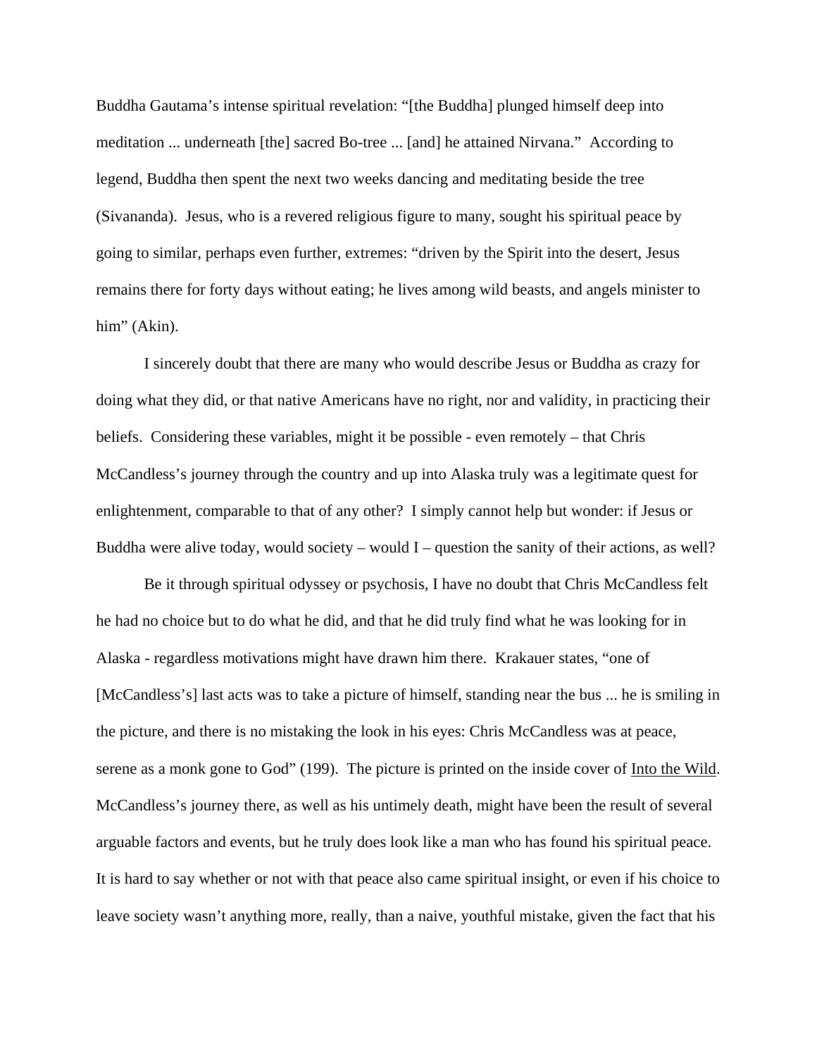Buddha Gautama's intense spiritual revelation: "[the Buddha] plunged himself deep into meditation ... underneath [the] sacred Bo-tree ... [and] he attained Nirvana." According to legend, Buddha then spent the next two weeks dancing and meditating beside the tree (Sivananda). Jesus, who is a revered religious figure to many, sought his spiritual peace by going to similar, perhaps even further, extremes: "driven by the Spirit into the desert, Jesus remains there for forty days without eating; he lives among wild beasts, and angels minister to him" (Akin).

I sincerely doubt that there are many who would describe Jesus or Buddha as crazy for doing what they did, or that native Americans have no right, nor and validity, in practicing their beliefs. Considering these variables, might it be possible - even remotely – that Chris McCandless's journey through the country and up into Alaska truly was a legitimate quest for enlightenment, comparable to that of any other? I simply cannot help but wonder: if Jesus or Buddha were alive today, would society – would I – question the sanity of their actions, as well?

Be it through spiritual odyssey or psychosis, I have no doubt that Chris McCandless felt he had no choice but to do what he did, and that he did truly find what he was looking for in Alaska - regardless motivations might have drawn him there. Krakauer states, "one of [McCandless's] last acts was to take a picture of himself, standing near the bus ... he is smiling in the picture, and there is no mistaking the look in his eyes: Chris McCandless was at peace, serene as a monk gone to God" (199). The picture is printed on the inside cover of <u>Into the Wild</u>. McCandless's journey there, as well as his untimely death, might have been the result of several arguable factors and events, but he truly does look like a man who has found his spiritual peace. It is hard to say whether or not with that peace also came spiritual insight, or even if his choice to leave society wasn't anything more, really, than a naive, youthful mistake, given the fact that his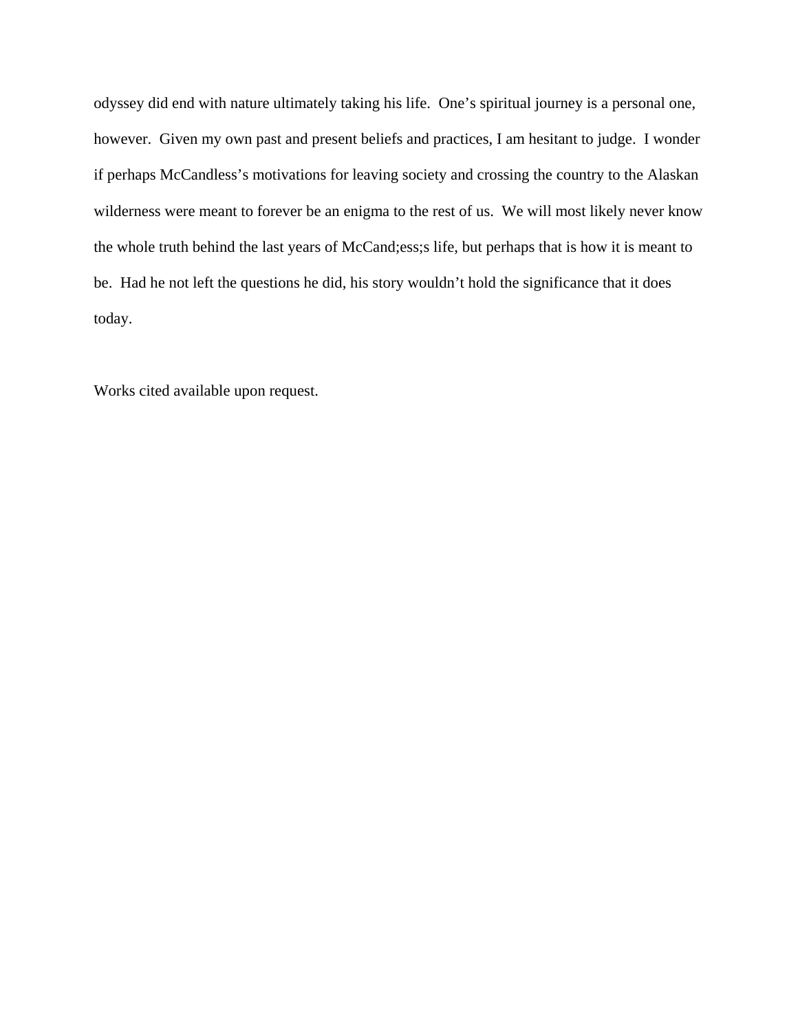odyssey did end with nature ultimately taking his life. One's spiritual journey is a personal one, however. Given my own past and present beliefs and practices, I am hesitant to judge. I wonder if perhaps McCandless's motivations for leaving society and crossing the country to the Alaskan wilderness were meant to forever be an enigma to the rest of us. We will most likely never know the whole truth behind the last years of McCand;ess;s life, but perhaps that is how it is meant to be. Had he not left the questions he did, his story wouldn't hold the significance that it does today.

Works cited available upon request.